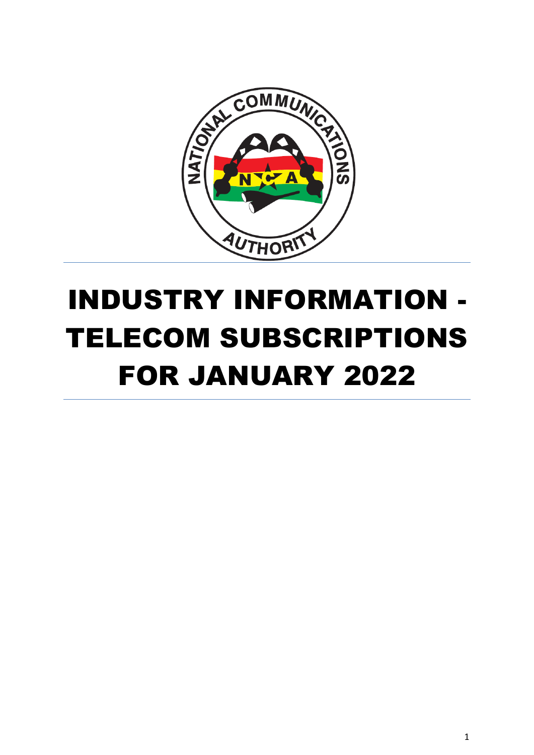# INDUSTRY INFORMATION - TELECOM SUBSCRIPTIONS FOR JANUARY 2022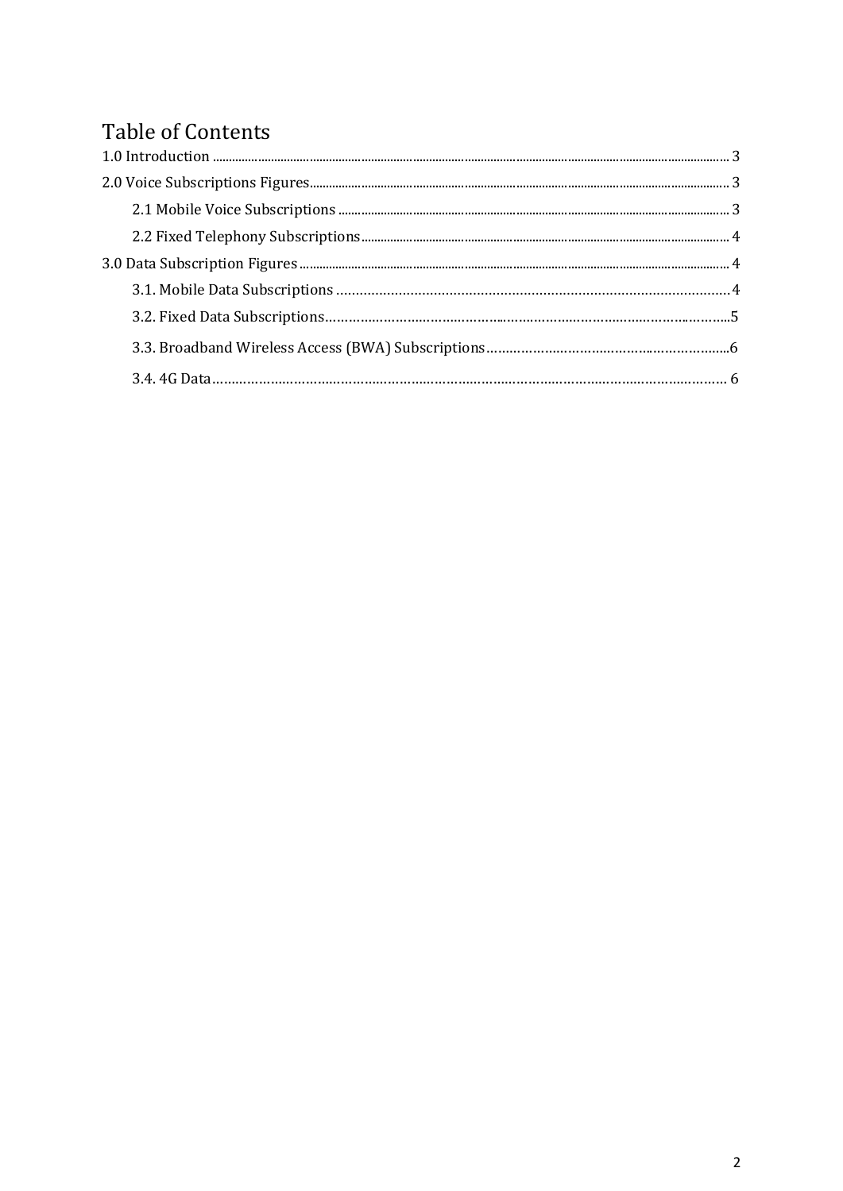# Table of Contents

1.0 Introduction ........................................ 3

2.0 Voice Subscriptions Figures ........................................ 3

- 2.1 Mobile Voice Subscriptions ........................................ 3
- 2.2 Fixed Telephony Subscriptions ........................................ 4

3.0 Data Subscription Figures ........................................ 4

- 3.1. Mobile Data Subscriptions ........................................ 4
- 3.2. Fixed Data Subscriptions ........................................ 5
- 3.3. Broadband Wireless Access (BWA) Subscriptions ........................................ 6
- 3.4. 4G Data ........................................ 6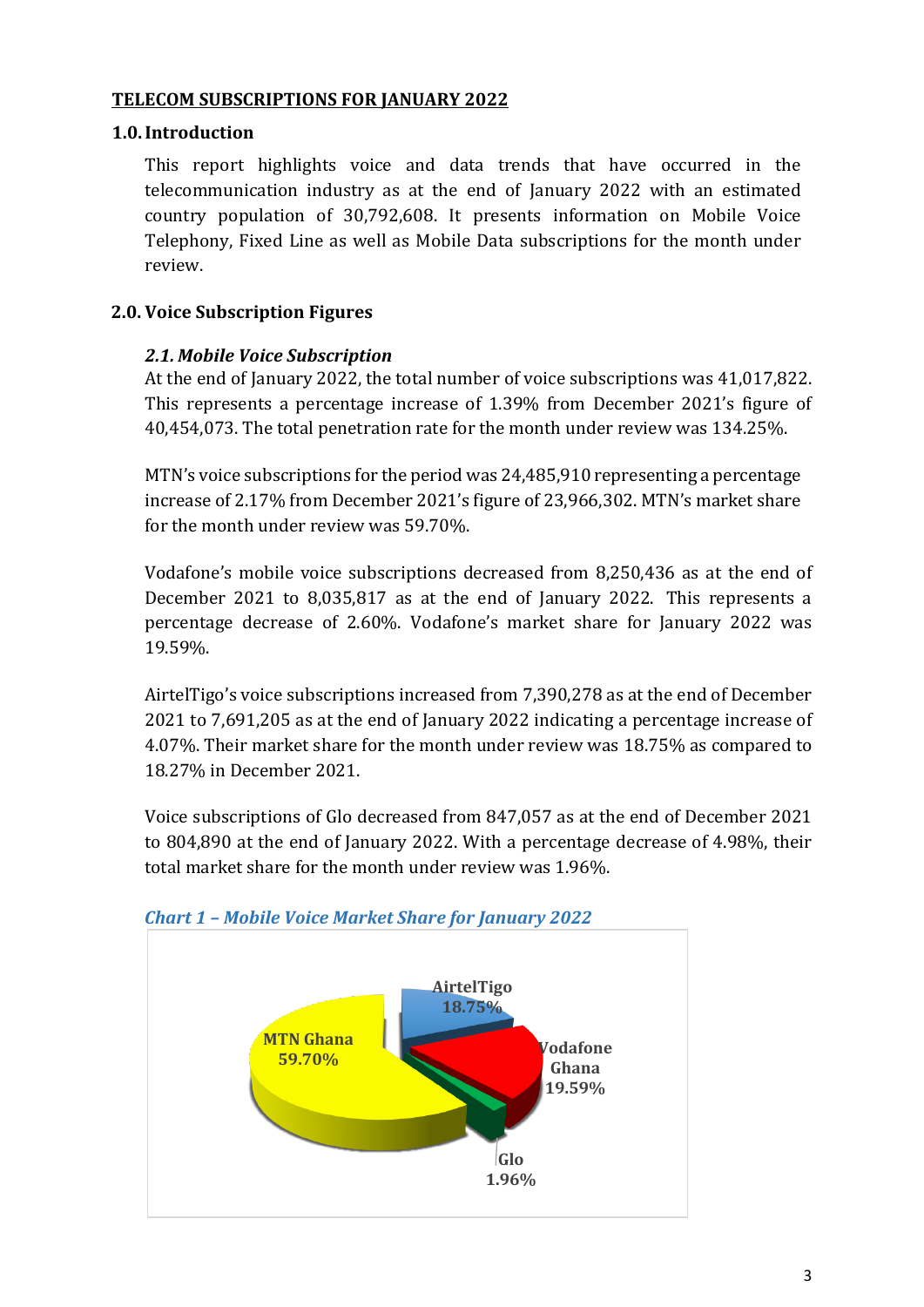**TELECOM SUBSCRIPTIONS FOR JANUARY 2022**

## 1.0. Introduction

This report highlights voice and data trends that have occurred in the telecommunication industry as at the end of January 2022 with an estimated country population of 30,792,608. It presents information on Mobile Voice Telephony, Fixed Line as well as Mobile Data subscriptions for the month under review.

## 2.0. Voice Subscription Figures

### *2.1. Mobile Voice Subscription*

At the end of January 2022, the total number of voice subscriptions was 41,017,822. This represents a percentage increase of 1.39% from December 2021's figure of 40,454,073. The total penetration rate for the month under review was 134.25%.

MTN's voice subscriptions for the period was 24,485,910 representing a percentage increase of 2.17% from December 2021's figure of 23,966,302. MTN's market share for the month under review was 59.70%.

Vodafone's mobile voice subscriptions decreased from 8,250,436 as at the end of December 2021 to 8,035,817 as at the end of January 2022. This represents a percentage decrease of 2.60%. Vodafone's market share for January 2022 was 19.59%.

AirtelTigo's voice subscriptions increased from 7,390,278 as at the end of December 2021 to 7,691,205 as at the end of January 2022 indicating a percentage increase of 4.07%. Their market share for the month under review was 18.75% as compared to 18.27% in December 2021.

Voice subscriptions of Glo decreased from 847,057 as at the end of December 2021 to 804,890 at the end of January 2022. With a percentage decrease of 4.98%, their total market share for the month under review was 1.96%.

*Chart 1 – Mobile Voice Market Share for January 2022*

AirtelTigo 18.75%
Vodafone Ghana 19.59%
MTN Ghana 59.70%
Glo 1.96%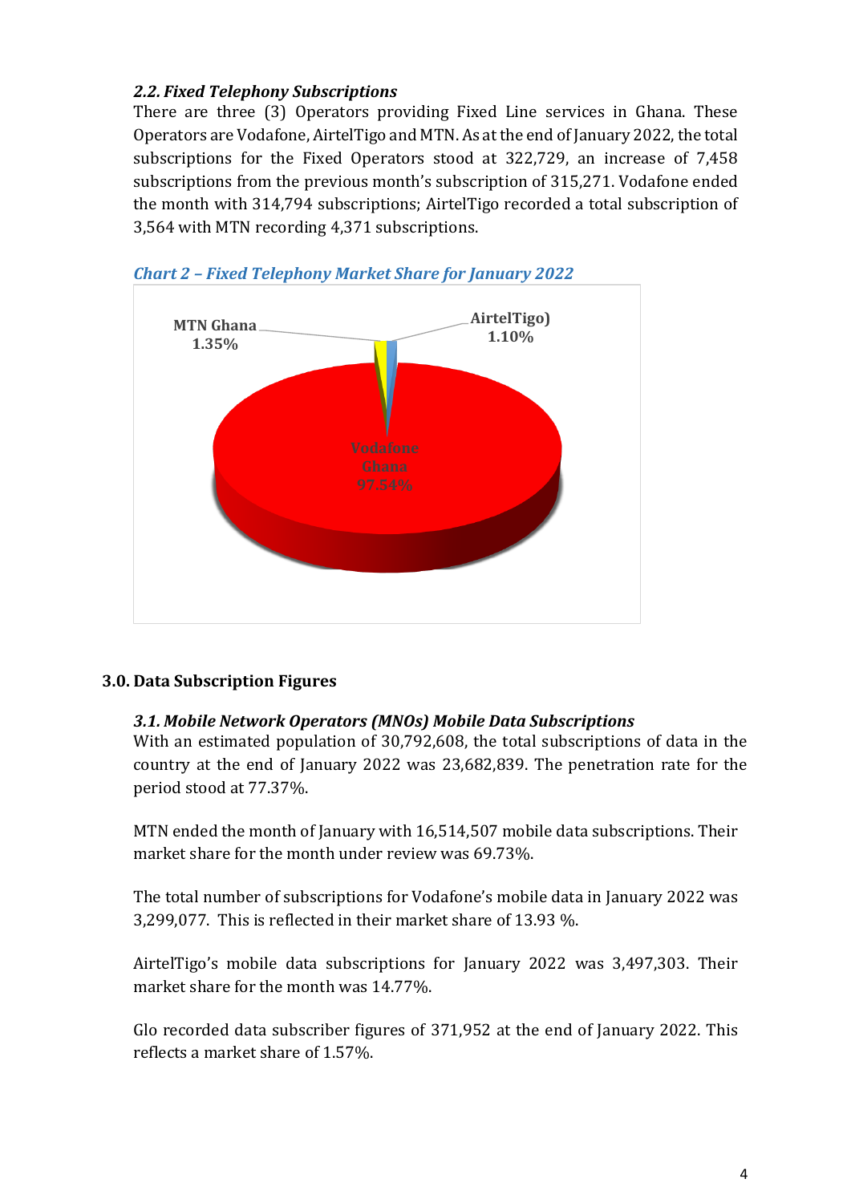### *2.2. Fixed Telephony Subscriptions*

There are three (3) Operators providing Fixed Line services in Ghana. These Operators are Vodafone, AirtelTigo and MTN. As at the end of January 2022, the total subscriptions for the Fixed Operators stood at 322,729, an increase of 7,458 subscriptions from the previous month's subscription of 315,271. Vodafone ended the month with 314,794 subscriptions; AirtelTigo recorded a total subscription of 3,564 with MTN recording 4,371 subscriptions.

*Chart 2 – Fixed Telephony Market Share for January 2022*

MTN Ghana 1.35%

AirtelTigo) 1.10%

Vodafone Ghana 97.54%

## 3.0. Data Subscription Figures

### *3.1. Mobile Network Operators (MNOs) Mobile Data Subscriptions*

With an estimated population of 30,792,608, the total subscriptions of data in the country at the end of January 2022 was 23,682,839. The penetration rate for the period stood at 77.37%.

MTN ended the month of January with 16,514,507 mobile data subscriptions. Their market share for the month under review was 69.73%.

The total number of subscriptions for Vodafone's mobile data in January 2022 was 3,299,077. This is reflected in their market share of 13.93 %.

AirtelTigo's mobile data subscriptions for January 2022 was 3,497,303. Their market share for the month was 14.77%.

Glo recorded data subscriber figures of 371,952 at the end of January 2022. This reflects a market share of 1.57%.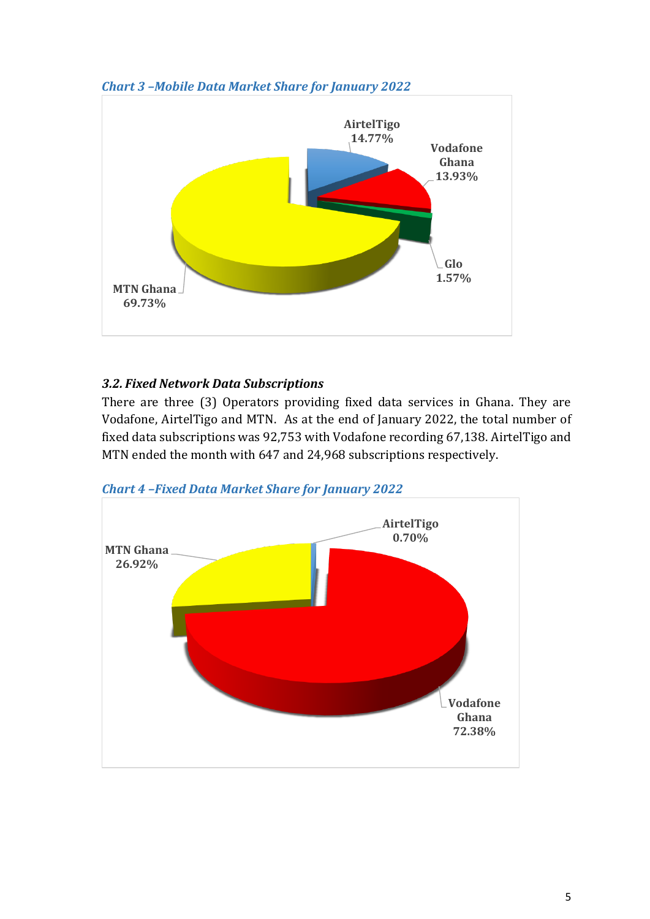*Chart 3 –Mobile Data Market Share for January 2022*

AirtelTigo
14.77%

Vodafone
Ghana
13.93%

Glo
1.57%

MTN Ghana
69.73%

### *3.2. Fixed Network Data Subscriptions*

There are three (3) Operators providing fixed data services in Ghana. They are Vodafone, AirtelTigo and MTN. As at the end of January 2022, the total number of fixed data subscriptions was 92,753 with Vodafone recording 67,138. AirtelTigo and MTN ended the month with 647 and 24,968 subscriptions respectively.

*Chart 4 –Fixed Data Market Share for January 2022*

AirtelTigo
0.70%

MTN Ghana
26.92%

Vodafone
Ghana
72.38%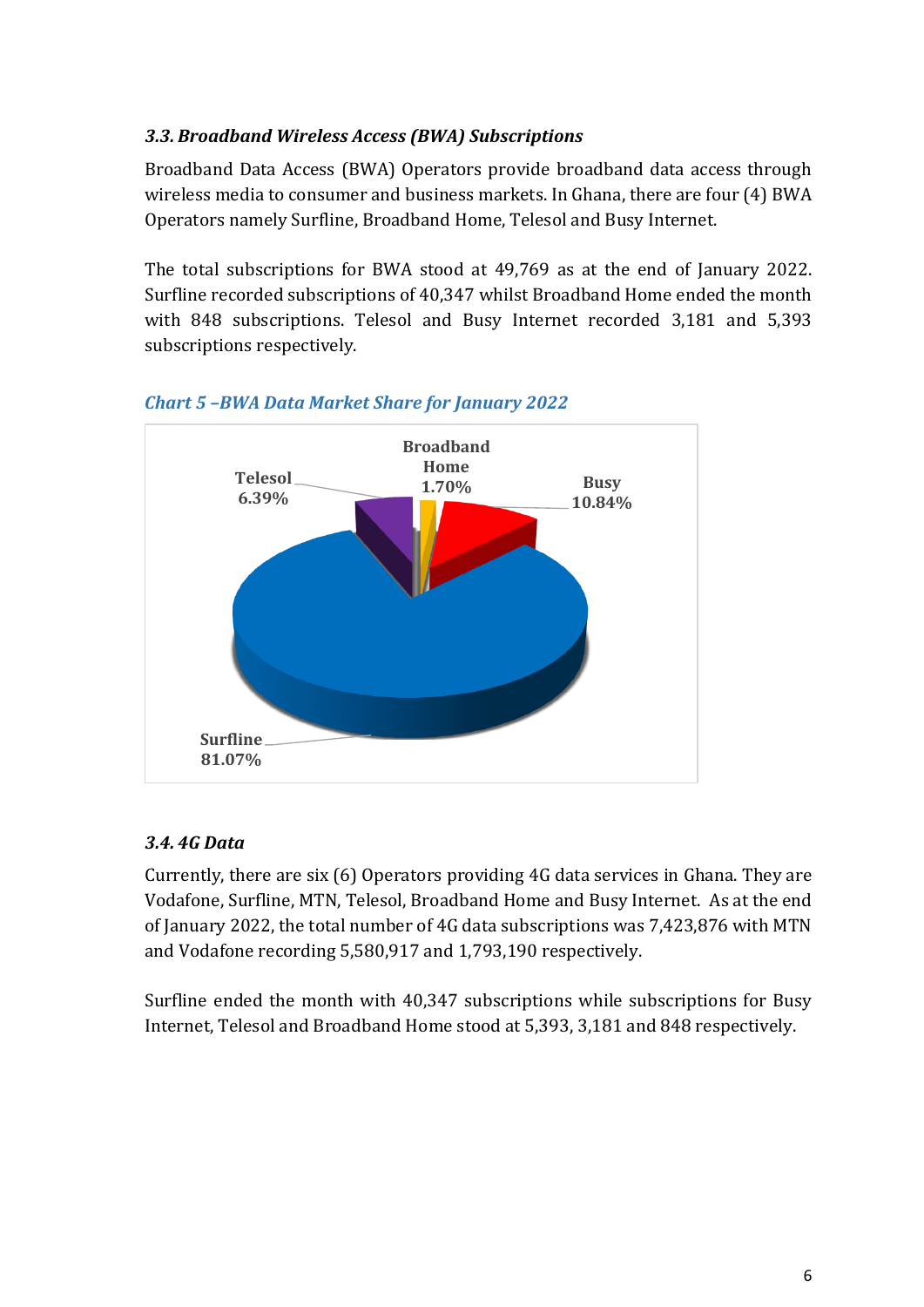### *3.3. Broadband Wireless Access (BWA) Subscriptions*

Broadband Data Access (BWA) Operators provide broadband data access through wireless media to consumer and business markets. In Ghana, there are four (4) BWA Operators namely Surfline, Broadband Home, Telesol and Busy Internet.

The total subscriptions for BWA stood at 49,769 as at the end of January 2022. Surfline recorded subscriptions of 40,347 whilst Broadband Home ended the month with 848 subscriptions. Telesol and Busy Internet recorded 3,181 and 5,393 subscriptions respectively.

*Chart 5 –BWA Data Market Share for January 2022*

Broadband Home 1.70%

Busy 10.84%

Telesol 6.39%

Surfline 81.07%

### *3.4. 4G Data*

Currently, there are six (6) Operators providing 4G data services in Ghana. They are Vodafone, Surfline, MTN, Telesol, Broadband Home and Busy Internet. As at the end of January 2022, the total number of 4G data subscriptions was 7,423,876 with MTN and Vodafone recording 5,580,917 and 1,793,190 respectively.

Surfline ended the month with 40,347 subscriptions while subscriptions for Busy Internet, Telesol and Broadband Home stood at 5,393, 3,181 and 848 respectively.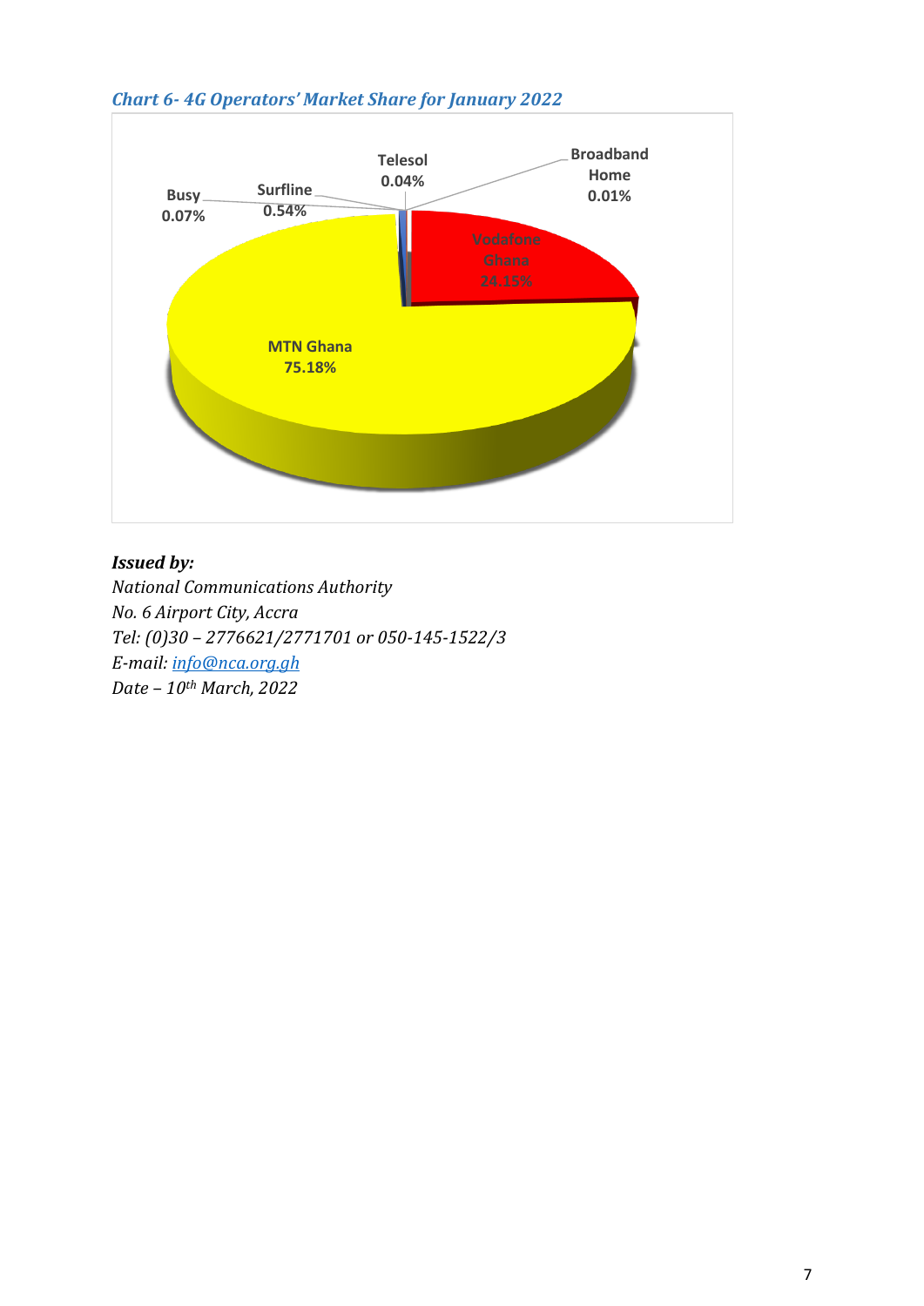*Chart 6- 4G Operators' Market Share for January 2022*

Telesol 0.04%
Broadband Home 0.01%
Busy 0.07%
Surfline 0.54%
Vodafone Ghana 24.15%
MTN Ghana 75.18%

***Issued by:***

*National Communications Authority*
*No. 6 Airport City, Accra*
*Tel: (0)30 – 2776621/2771701 or 050-145-1522/3*
*E-mail: info@nca.org.gh*
*Date – 10th March, 2022*